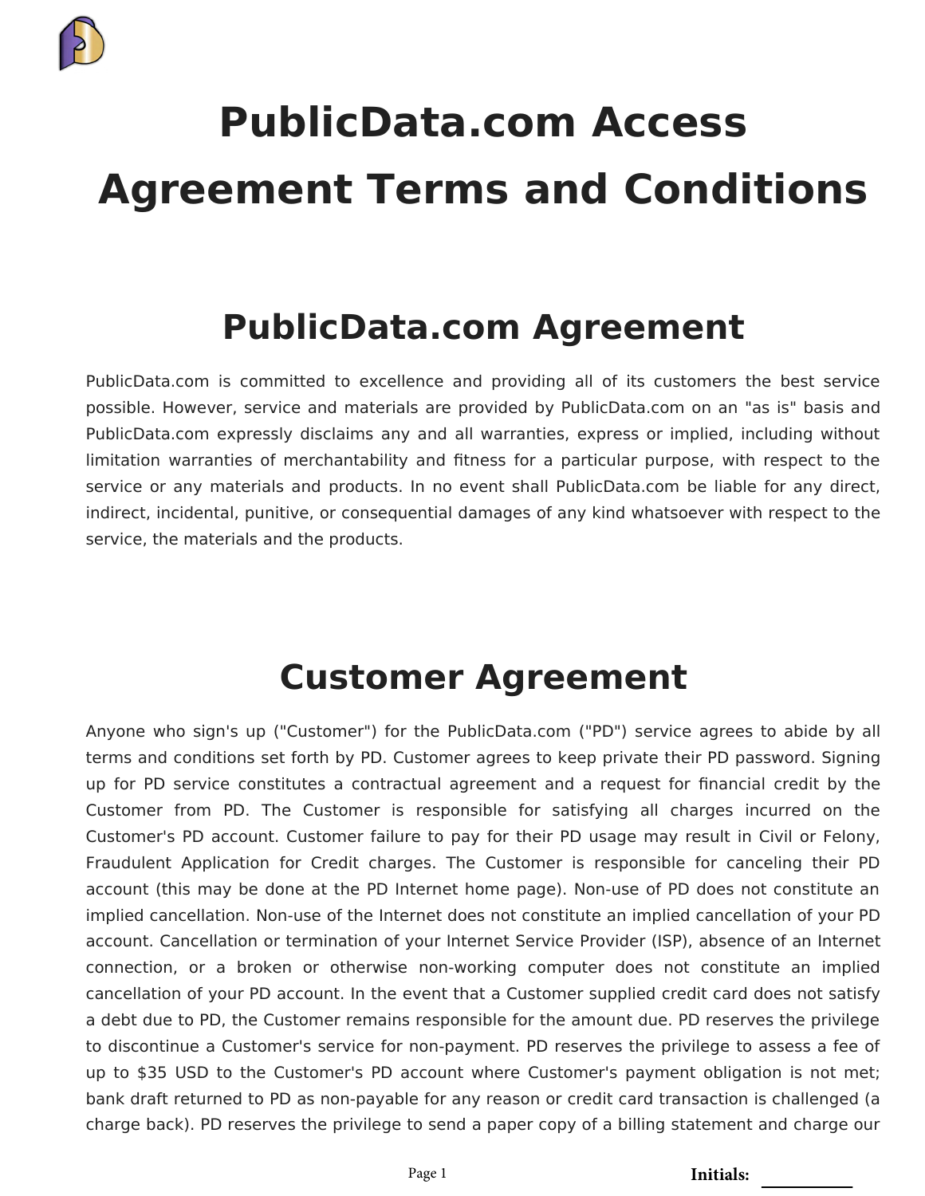# PublicData.com Access Agreement Terms and Conditions

## PublicData.com Agreement

PublicData.com is committed to excellence and providing all of its customers the best service possible. However, service and materials are provided by PublicData.com on an "as is" basis and PublicData.com expressly disclaims any and all warranties, express or implied, including without limitation warranties of merchantability and fitness for a particular purpose, with respect to the service or any materials and products. In no event shall PublicData.com be liable for any direct, indirect, incidental, punitive, or consequential damages of any kind whatsoever with respect to the service, the materials and the products.

## Customer Agreement

Anyone who sign's up ("Customer") for the PublicData.com ("PD") service agrees to abide by all terms and conditions set forth by PD. Customer agrees to keep private their PD password. Signing up for PD service constitutes a contractual agreement and a request for financial credit by the Customer from PD. The Customer is responsible for satisfying all charges incurred on the Customer's PD account. Customer failure to pay for their PD usage may result in Civil or Felony, Fraudulent Application for Credit charges. The Customer is responsible for canceling their PD account (this may be done at the PD Internet home page). Non-use of PD does not constitute an implied cancellation. Non-use of the Internet does not constitute an implied cancellation of your PD account. Cancellation or termination of your Internet Service Provider (ISP), absence of an Internet connection, or a broken or otherwise non-working computer does not constitute an implied cancellation of your PD account. In the event that a Customer supplied credit card does not satisfy a debt due to PD, the Customer remains responsible for the amount due. PD reserves the privilege to discontinue a Customer's service for non-payment. PD reserves the privilege to assess a fee of up to $35 USD to the Customer's PD account where Customer's payment obligation is not met; bank draft returned to PD as non-payable for any reason or credit card transaction is challenged (a charge back). PD reserves the privilege to send a paper copy of a billing statement and charge our

Initials: ___________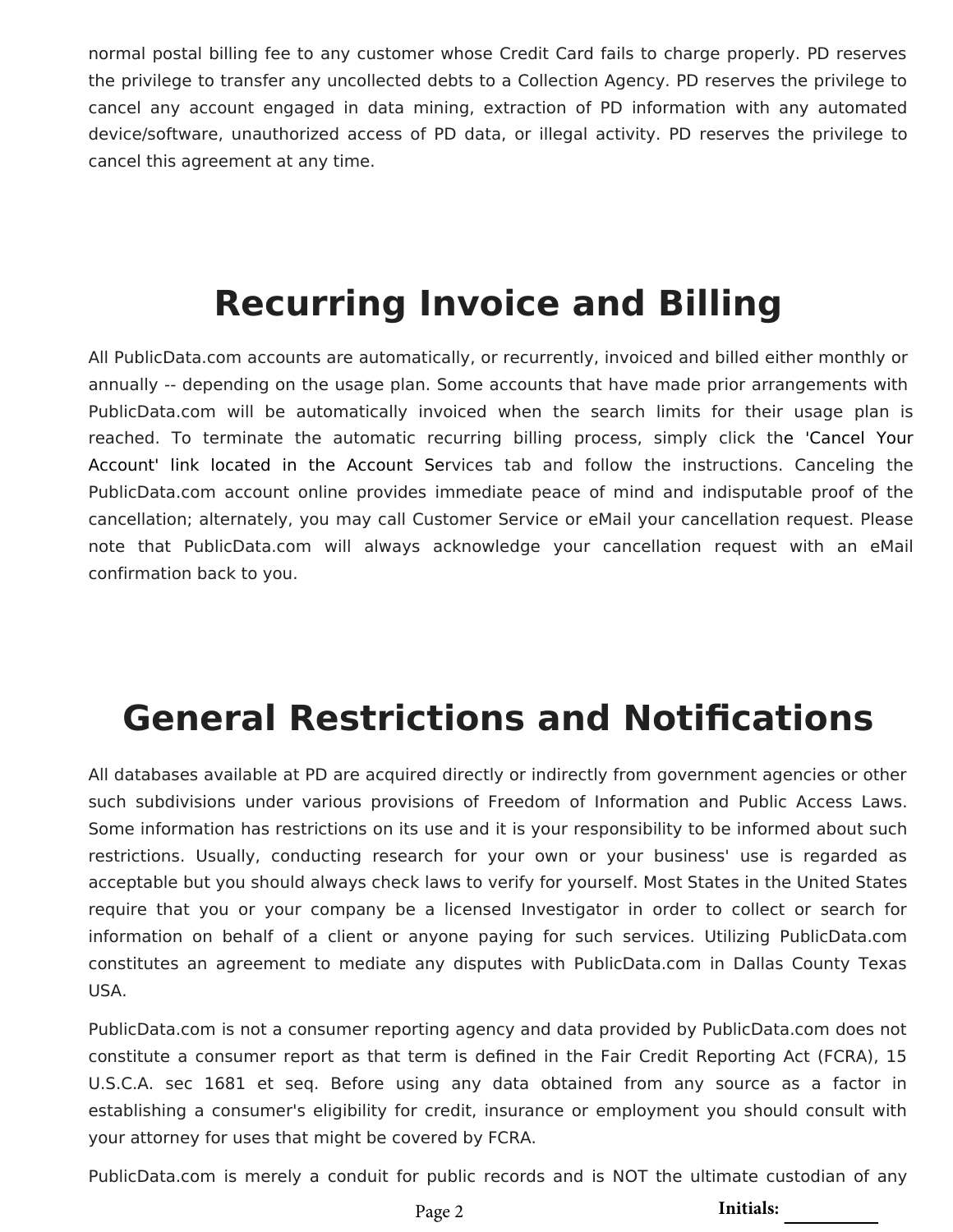normal postal billing fee to any customer whose Credit Card fails to charge properly. PD reserves the privilege to transfer any uncollected debts to a Collection Agency. PD reserves the privilege to cancel any account engaged in data mining, extraction of PD information with any automated device/software, unauthorized access of PD data, or illegal activity. PD reserves the privilege to cancel this agreement at any time.

# Recurring Invoice and Billing

All PublicData.com accounts are automatically, or recurrently, invoiced and billed either monthly or annually -- depending on the usage plan. Some accounts that have made prior arrangements with PublicData.com will be automatically invoiced when the search limits for their usage plan is reached. To terminate the automatic recurring billing process, simply click the 'Cancel Your Account' link located in the Account Services tab and follow the instructions. Canceling the PublicData.com account online provides immediate peace of mind and indisputable proof of the cancellation; alternately, you may call Customer Service or eMail your cancellation request. Please note that PublicData.com will always acknowledge your cancellation request with an eMail confirmation back to you.

# General Restrictions and Notifications

All databases available at PD are acquired directly or indirectly from government agencies or other such subdivisions under various provisions of Freedom of Information and Public Access Laws. Some information has restrictions on its use and it is your responsibility to be informed about such restrictions. Usually, conducting research for your own or your business' use is regarded as acceptable but you should always check laws to verify for yourself. Most States in the United States require that you or your company be a licensed Investigator in order to collect or search for information on behalf of a client or anyone paying for such services. Utilizing PublicData.com constitutes an agreement to mediate any disputes with PublicData.com in Dallas County Texas USA.

PublicData.com is not a consumer reporting agency and data provided by PublicData.com does not constitute a consumer report as that term is defined in the Fair Credit Reporting Act (FCRA), 15 U.S.C.A. sec 1681 et seq. Before using any data obtained from any source as a factor in establishing a consumer's eligibility for credit, insurance or employment you should consult with your attorney for uses that might be covered by FCRA.

PublicData.com is merely a conduit for public records and is NOT the ultimate custodian of any

Initials: __________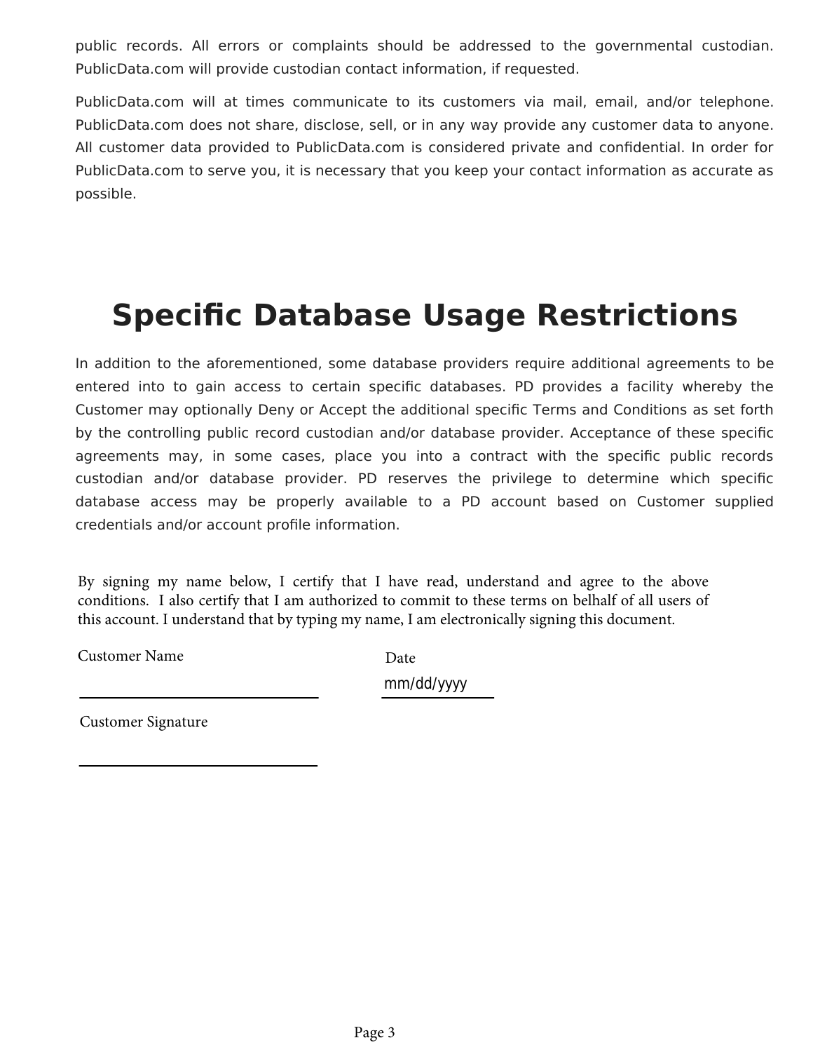public records. All errors or complaints should be addressed to the governmental custodian. PublicData.com will provide custodian contact information, if requested.

PublicData.com will at times communicate to its customers via mail, email, and/or telephone. PublicData.com does not share, disclose, sell, or in any way provide any customer data to anyone. All customer data provided to PublicData.com is considered private and confidential. In order for PublicData.com to serve you, it is necessary that you keep your contact information as accurate as possible.

# Specific Database Usage Restrictions

In addition to the aforementioned, some database providers require additional agreements to be entered into to gain access to certain specific databases. PD provides a facility whereby the Customer may optionally Deny or Accept the additional specific Terms and Conditions as set forth by the controlling public record custodian and/or database provider. Acceptance of these specific agreements may, in some cases, place you into a contract with the specific public records custodian and/or database provider. PD reserves the privilege to determine which specific database access may be properly available to a PD account based on Customer supplied credentials and/or account profile information.

By signing my name below, I certify that I have read, understand and agree to the above conditions. I also certify that I am authorized to commit to these terms on belhalf of all users of this account. I understand that by typing my name, I am electronically signing this document.

Customer Name

______________________________

Date

mm/dd/yyyy

Customer Signature

______________________________